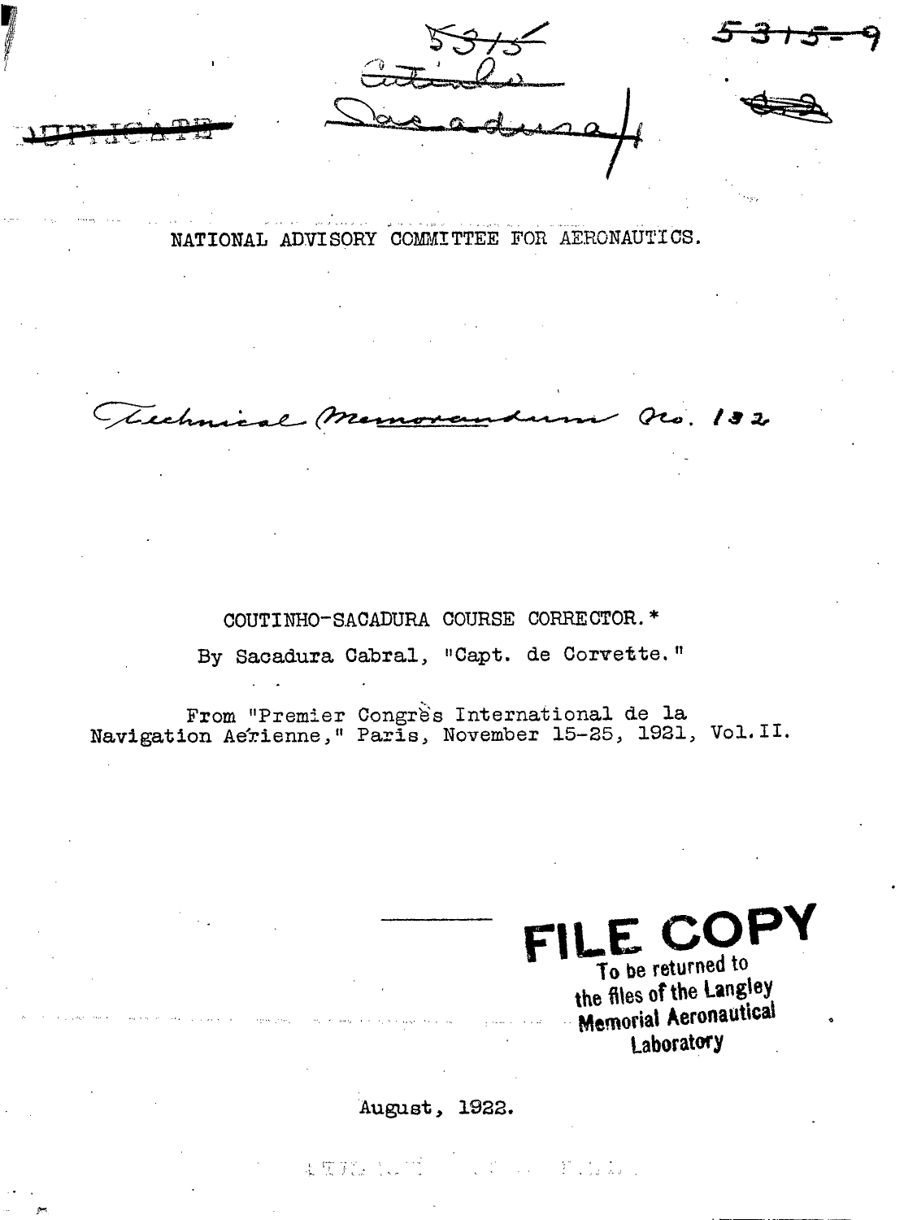# NATIONAL ADVISORY COMMITTEE FOR AERONAUTICS.

Technical Memorandum No. 132

## COUTINHO-SACADURA COURSE CORRECTOR.*

By Sacadura Cabral, "Capt. de Corvette."

From "Premier Congrès International de la Navigation Aérienne," Paris, November 15-25, 1921, Vol. II.

FILE COPY
To be returned to the files of the Langley Memorial Aeronautical Laboratory

August, 1922.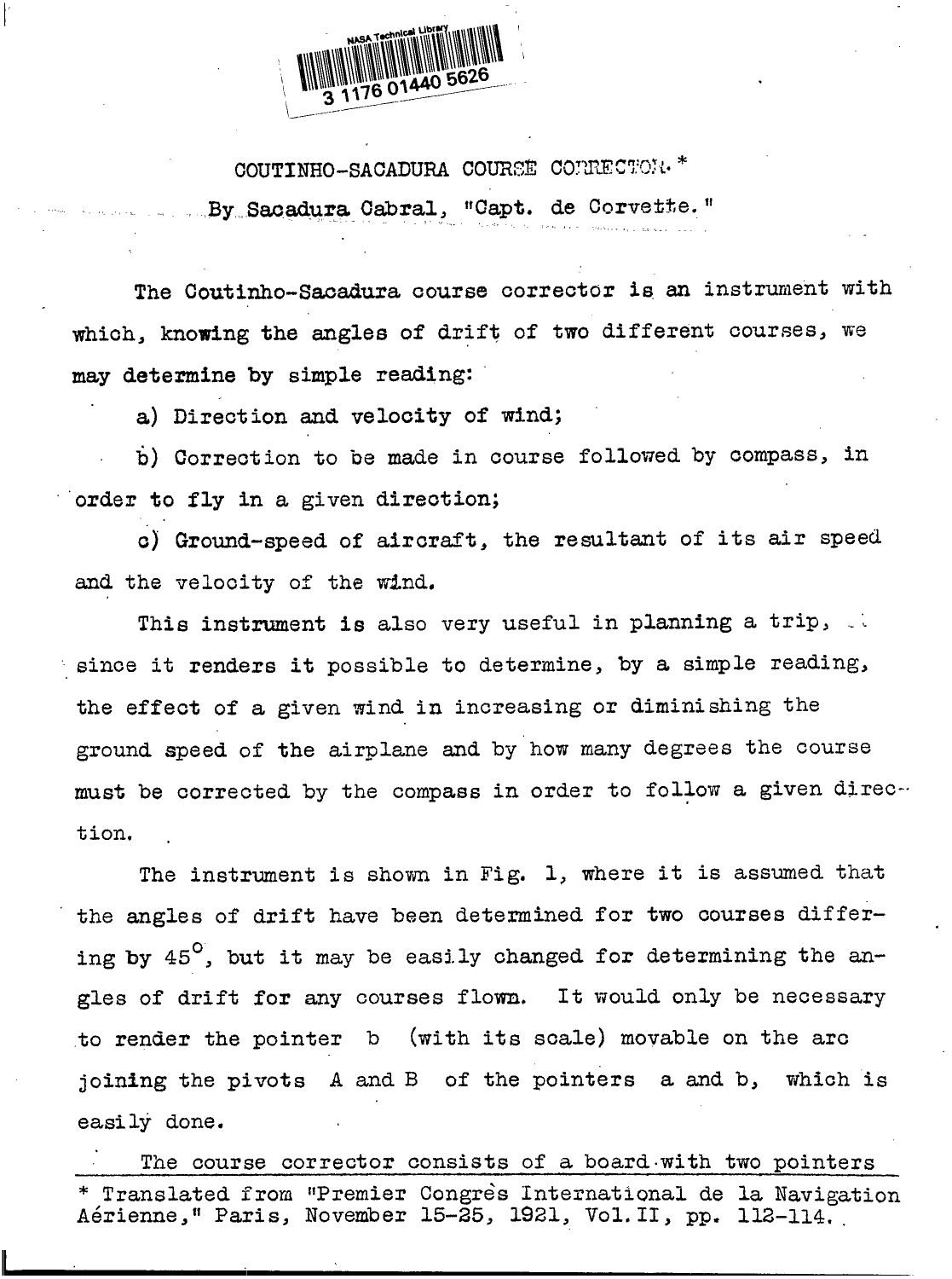# COUTINHO-SACADURA COURSE CORRECTOR.*

By Sacadura Cabral, "Capt. de Corvette."

The Coutinho-Sacadura course corrector is an instrument with which, knowing the angles of drift of two different courses, we may determine by simple reading:

a) Direction and velocity of wind;

b) Correction to be made in course followed by compass, in order to fly in a given direction;

c) Ground-speed of aircraft, the resultant of its air speed and the velocity of the wind.

This instrument is also very useful in planning a trip, since it renders it possible to determine, by a simple reading, the effect of a given wind in increasing or diminishing the ground speed of the airplane and by how many degrees the course must be corrected by the compass in order to follow a given direction.

The instrument is shown in Fig. 1, where it is assumed that the angles of drift have been determined for two courses differing by 45°, but it may be easily changed for determining the angles of drift for any courses flown. It would only be necessary to render the pointer b (with its scale) movable on the arc joining the pivots A and B of the pointers a and b, which is easily done.

The course corrector consists of a board with two pointers

---

\* Translated from "Premier Congrès International de la Navigation Aérienne," Paris, November 15-25, 1921, Vol. II, pp. 112-114.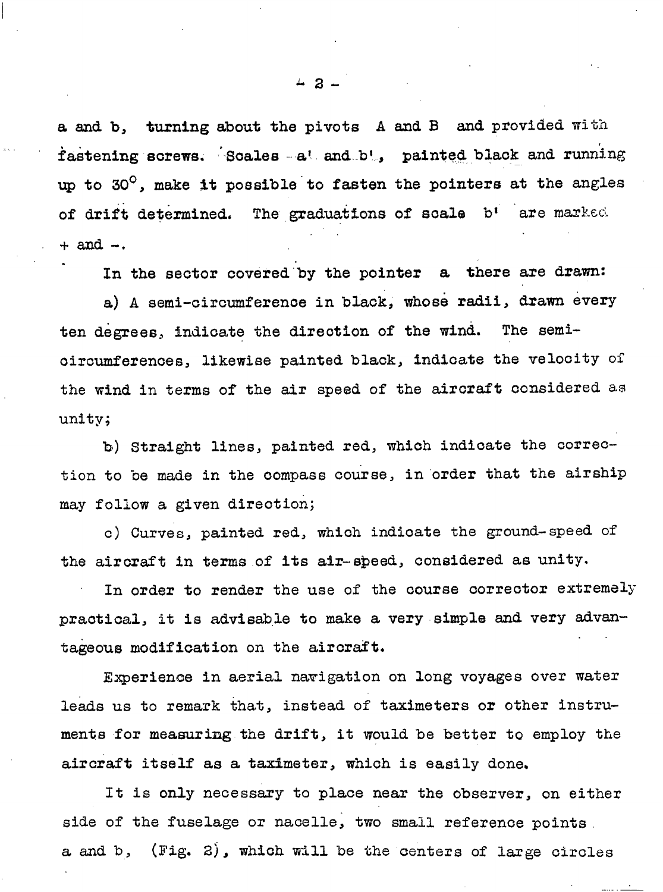a and b, turning about the pivots A and B and provided with fastening screws. Scales a' and b', painted black and running up to 30°, make it possible to fasten the pointers at the angles of drift determined. The graduations of scale b' are marked + and -.

In the sector covered by the pointer a there are drawn:

a) A semi-circumference in black, whose radii, drawn every ten degrees, indicate the direction of the wind. The semi-circumferences, likewise painted black, indicate the velocity of the wind in terms of the air speed of the aircraft considered as unity;

b) Straight lines, painted red, which indicate the correction to be made in the compass course, in order that the airship may follow a given direction;

c) Curves, painted red, which indicate the ground-speed of the aircraft in terms of its air-speed, considered as unity.

In order to render the use of the course corrector extremely practical, it is advisable to make a very simple and very advantageous modification on the aircraft.

Experience in aerial navigation on long voyages over water leads us to remark that, instead of taximeters or other instruments for measuring the drift, it would be better to employ the aircraft itself as a taximeter, which is easily done.

It is only necessary to place near the observer, on either side of the fuselage or nacelle, two small reference points a and b, (Fig. 2), which will be the centers of large circles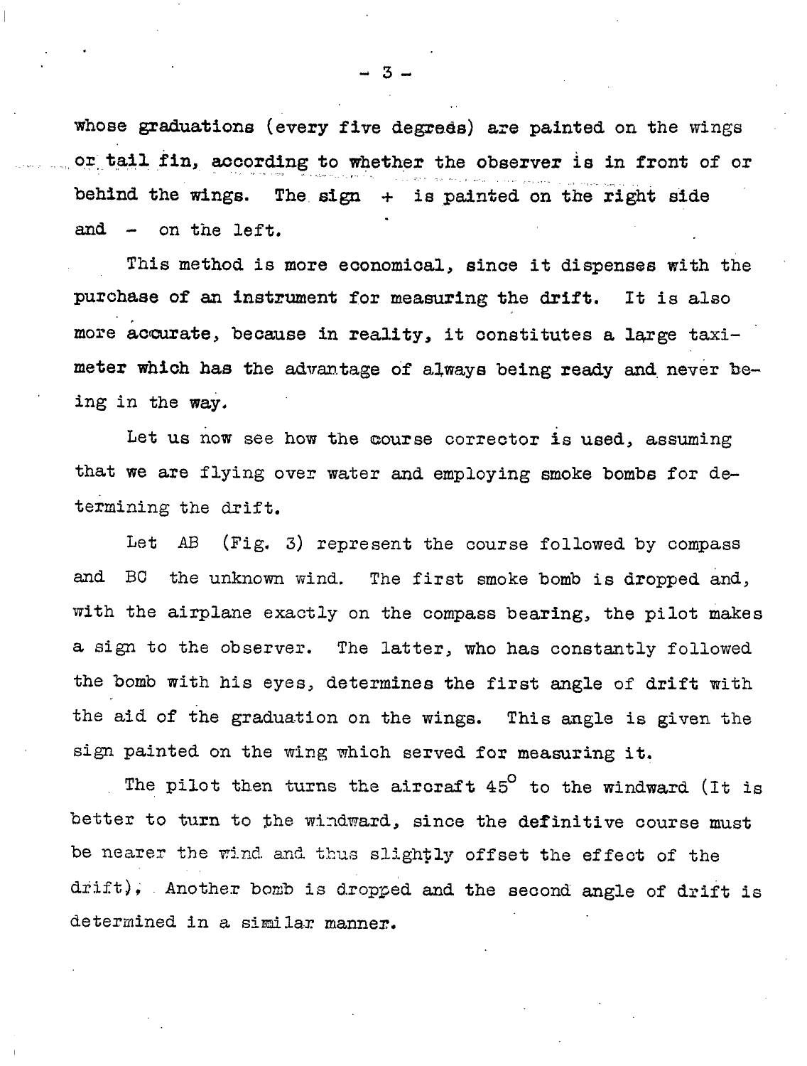whose graduations (every five degrees) are painted on the wings or tail fin, according to whether the observer is in front of or behind the wings. The sign + is painted on the right side and - on the left.

This method is more economical, since it dispenses with the purchase of an instrument for measuring the drift. It is also more accurate, because in reality, it constitutes a large taximeter which has the advantage of always being ready and never being in the way.

Let us now see how the course corrector is used, assuming that we are flying over water and employing smoke bombs for determining the drift.

Let AB (Fig. 3) represent the course followed by compass and BC the unknown wind. The first smoke bomb is dropped and, with the airplane exactly on the compass bearing, the pilot makes a sign to the observer. The latter, who has constantly followed the bomb with his eyes, determines the first angle of drift with the aid of the graduation on the wings. This angle is given the sign painted on the wing which served for measuring it.

The pilot then turns the aircraft 45° to the windward (It is better to turn to the windward, since the definitive course must be nearer the wind and thus slightly offset the effect of the drift). Another bomb is dropped and the second angle of drift is determined in a similar manner.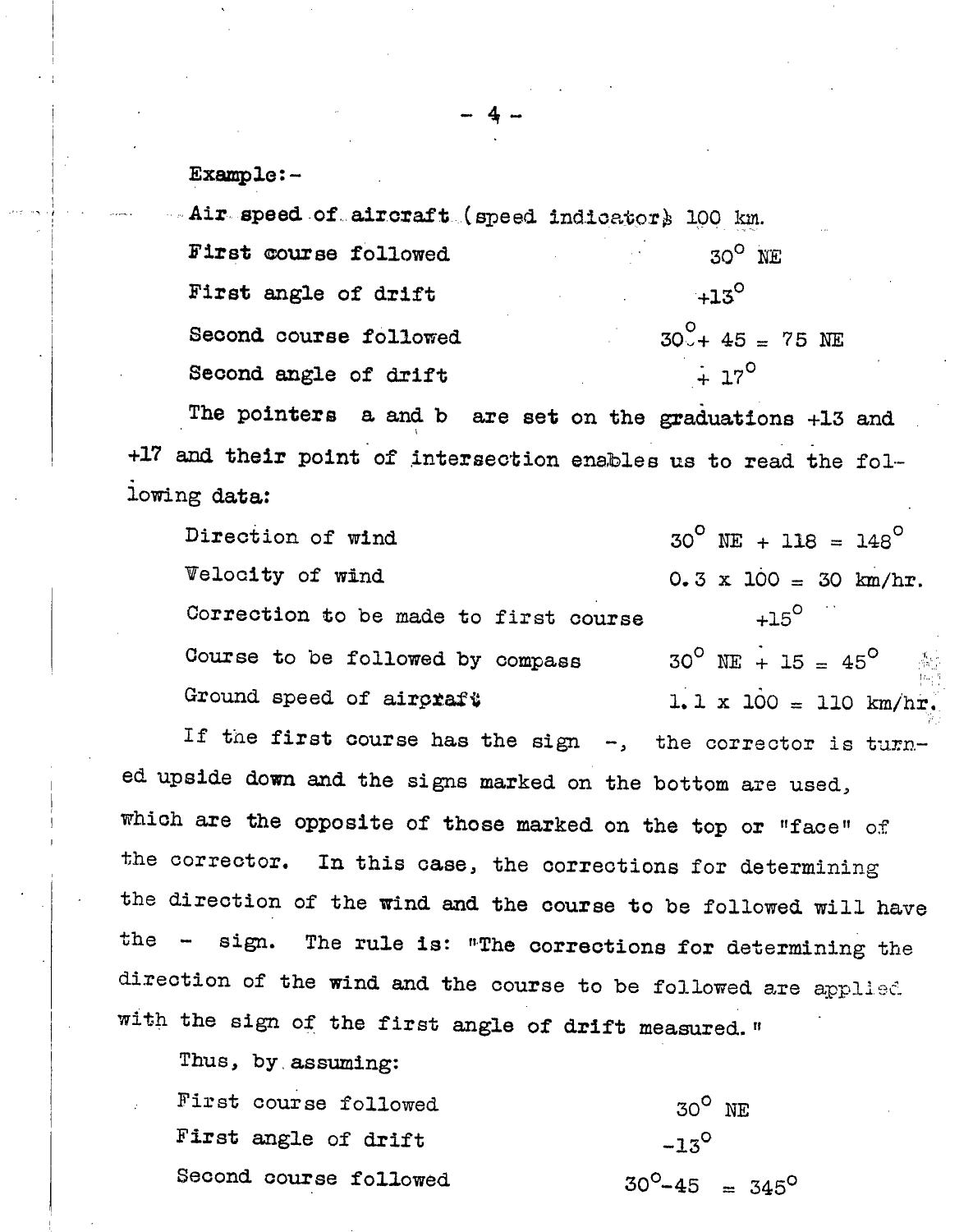Example:-

| | |
|---|---|
| Air speed of aircraft (speed indicator) | 100 km. |
| First course followed | 30° NE |
| First angle of drift | +13° |
| Second course followed | 30° + 45 = 75 NE |
| Second angle of drift | + 17° |

The pointers a and b are set on the graduations +13 and +17 and their point of intersection enables us to read the following data:

| | |
|---|---|
| Direction of wind | 30° NE + 118 = 148° |
| Velocity of wind | 0.3 x 100 = 30 km/hr. |
| Correction to be made to first course | +15° |
| Course to be followed by compass | 30° NE + 15 = 45° |
| Ground speed of aircraft | 1.1 x 100 = 110 km/hr. |

If the first course has the sign -, the corrector is turned upside down and the signs marked on the bottom are used, which are the opposite of those marked on the top or "face" of the corrector. In this case, the corrections for determining the direction of the wind and the course to be followed will have the - sign. The rule is: "The corrections for determining the direction of the wind and the course to be followed are applied with the sign of the first angle of drift measured."

Thus, by assuming:

| | |
|---|---|
| First course followed | 30° NE |
| First angle of drift | -13° |
| Second course followed | 30°-45 = 345° |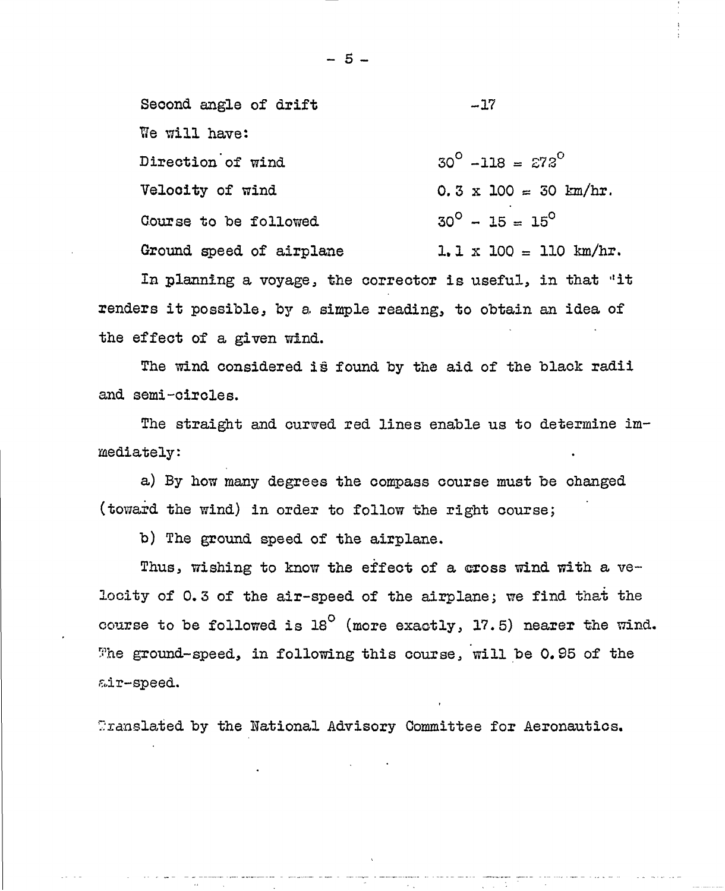| | |
|---|---|
| Second angle of drift | -17 |
| We will have: | |
| Direction of wind | $30^\circ - 118 = 272^\circ$ |
| Velocity of wind | $0.3 \times 100 = 30$ km/hr. |
| Course to be followed | $30^\circ - 15 = 15^\circ$ |
| Ground speed of airplane | $1.1 \times 100 = 110$ km/hr. |

In planning a voyage, the corrector is useful, in that it renders it possible, by a simple reading, to obtain an idea of the effect of a given wind.

The wind considered is found by the aid of the black radii and semi-circles.

The straight and curved red lines enable us to determine immediately:

a) By how many degrees the compass course must be changed (toward the wind) in order to follow the right course;

b) The ground speed of the airplane.

Thus, wishing to know the effect of a cross wind with a velocity of 0.3 of the air-speed of the airplane; we find that the course to be followed is $18^\circ$ (more exactly, 17.5) nearer the wind. The ground-speed, in following this course, will be 0.95 of the air-speed.

Translated by the National Advisory Committee for Aeronautics.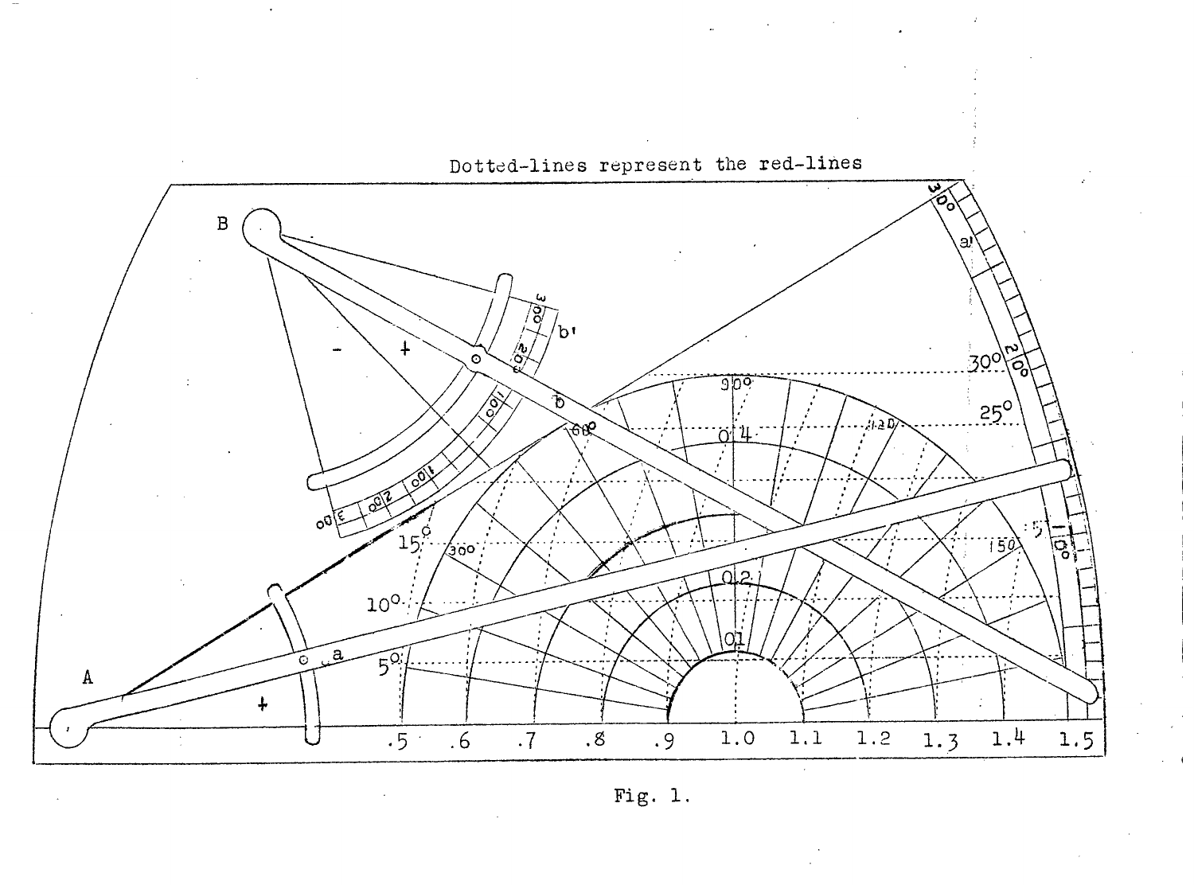Dotted-lines represent the red-lines

Fig. 1.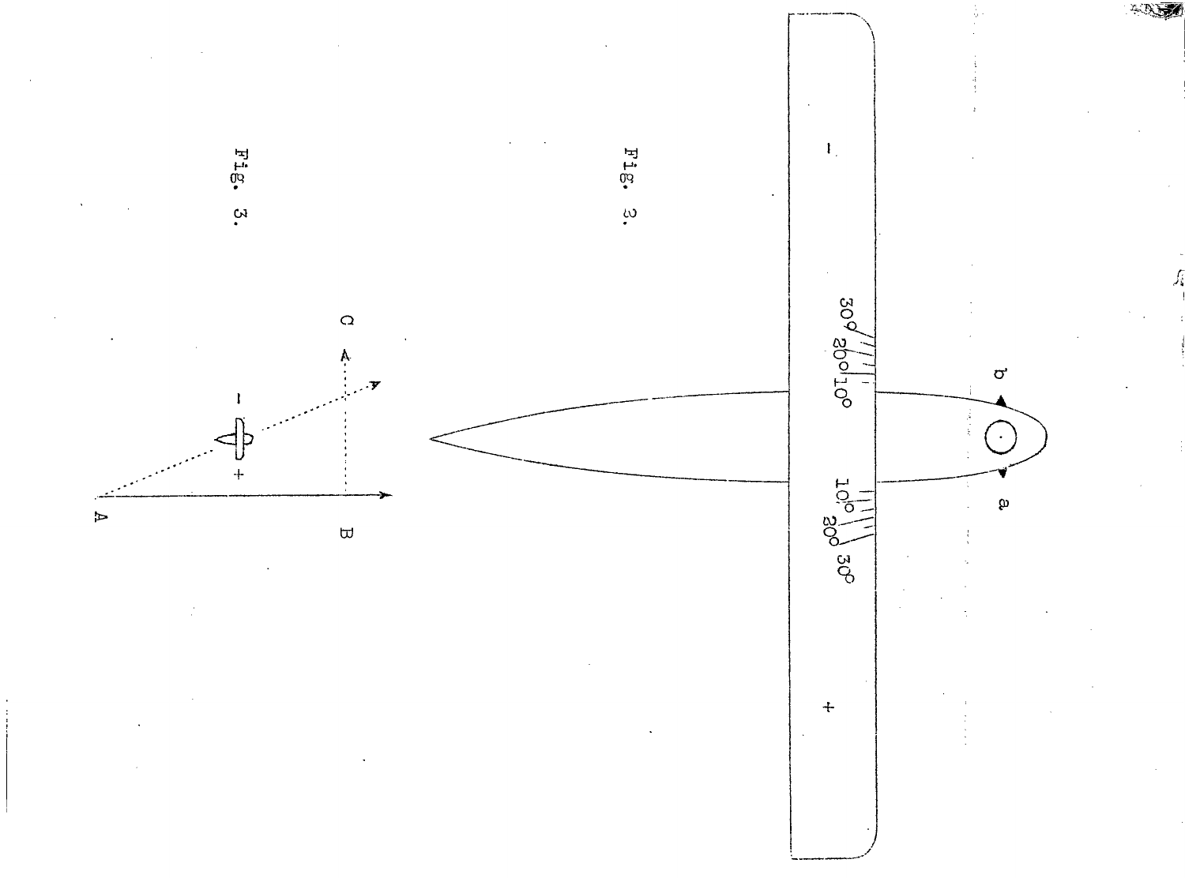Fig. 2.

Fig. 3.